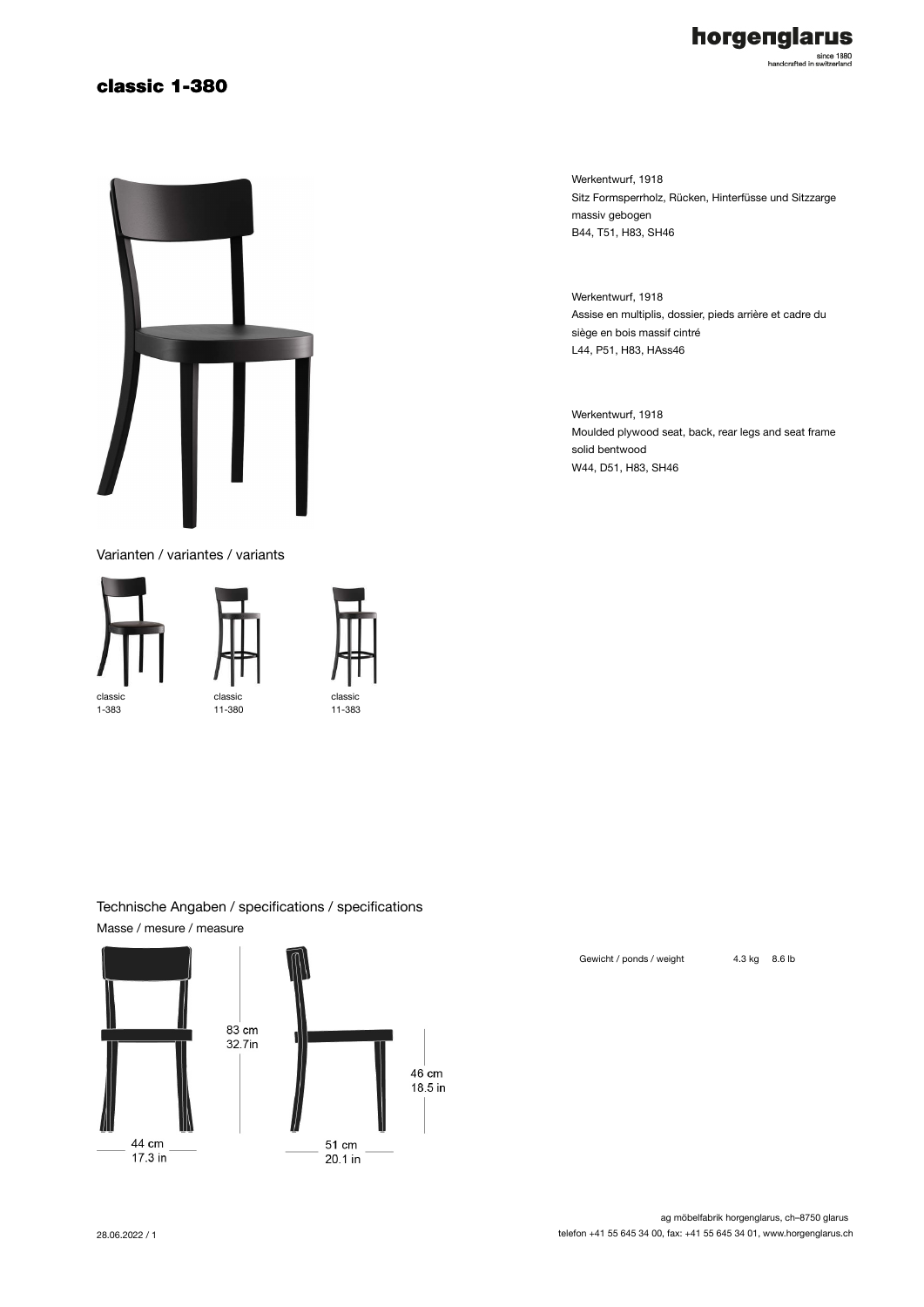# classic 1-380

Werkentwurf, 1918
Sitz Formsperrholz, Rücken, Hinterfüsse und Sitzzarge massiv gebogen
B44, T51, H83, SH46

Werkentwurf, 1918
Assise en multiplis, dossier, pieds arrière et cadre du siège en bois massif cintré
L44, P51, H83, HAss46

Werkentwurf, 1918
Moulded plywood seat, back, rear legs and seat frame solid bentwood
W44, D51, H83, SH46

## Varianten / variantes / variants

classic 1-383

classic 11-380

classic 11-383

## Technische Angaben / specifications / specifications

Masse / mesure / measure

83 cm
32.7in

46 cm
18.5 in

44 cm
17.3 in

51 cm
20.1 in

Gewicht / ponds / weight 4.3 kg 8.6 lb

ag möbelfabrik horgenglarus, ch–8750 glarus
telefon +41 55 645 34 00, fax: +41 55 645 34 01, www.horgenglarus.ch

28.06.2022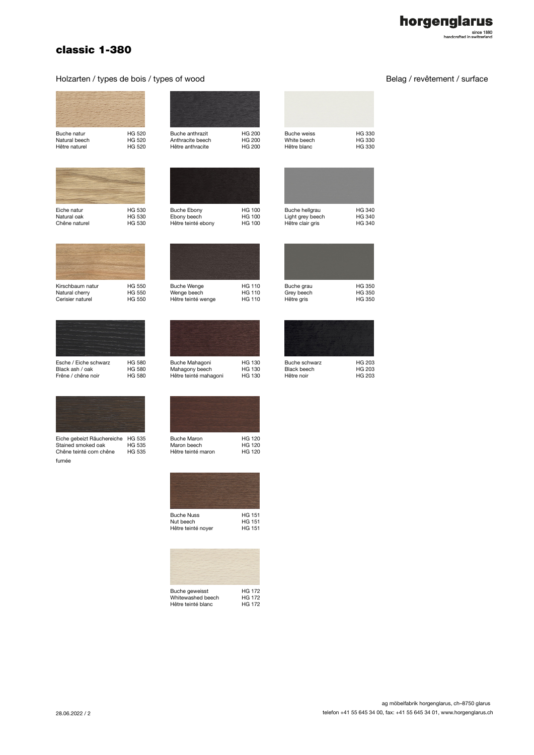## classic 1-380

### Holzarten / types de bois / types of wood

Belag / revêtement / surface

Buche natur HG 520
Natural beech HG 520
Hêtre naturel HG 520

Eiche natur HG 530
Natural oak HG 530
Chêne naturel HG 530

Kirschbaum natur HG 550
Natural cherry HG 550
Cerisier naturel HG 550

Esche / Eiche schwarz HG 580
Black ash / oak HG 580
Frêne / chêne noir HG 580

Eiche gebeizt Räuchereiche HG 535
Stained smoked oak HG 535
Chêne teinté com chêne fumée HG 535

Buche anthrazit HG 200
Anthracite beech HG 200
Hêtre anthracite HG 200

Buche Ebony HG 100
Ebony beech HG 100
Hêtre teinté ebony HG 100

Buche Wenge HG 110
Wenge beech HG 110
Hêtre teinté wenge HG 110

Buche Mahagoni HG 130
Mahagony beech HG 130
Hêtre teinté mahagoni HG 130

Buche Maron HG 120
Maron beech HG 120
Hêtre teinté maron HG 120

Buche Nuss HG 151
Nut beech HG 151
Hêtre teinté noyer HG 151

Buche geweisst HG 172
Whitewashed beech HG 172
Hêtre teinté blanc HG 172

Buche weiss HG 330
White beech HG 330
Hêtre blanc HG 330

Buche hellgrau HG 340
Light grey beech HG 340
Hêtre clair gris HG 340

Buche grau HG 350
Grey beech HG 350
Hêtre gris HG 350

Buche schwarz HG 203
Black beech HG 203
Hêtre noir HG 203

28.06.2022 / 2

ag möbelfabrik horgenglarus, ch–8750 glarus
telefon +41 55 645 34 00, fax: +41 55 645 34 01, www.horgenglarus.ch